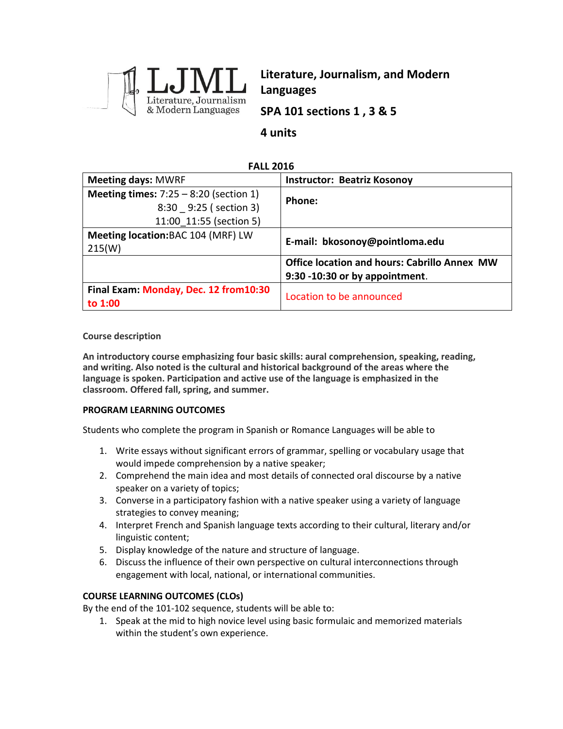LJML Literature, Journalism & Modern Languages

**Literature, Journalism, and Modern Languages**

**SPA 101 sections 1 , 3 & 5**

**4 units**

**FALL 2016**

| | |
|---|---|
| **Meeting days:** MWRF | **Instructor: Beatriz Kosonoy** |
| **Meeting times:** 7:25 – 8:20 (section 1)<br>8:30 _ 9:25 ( section 3)<br>11:00_11:55 (section 5) | **Phone:** |
| **Meeting location:**BAC 104 (MRF) LW 215(W) | **E-mail: bkosonoy@pointloma.edu** |
| | **Office location and hours: Cabrillo Annex MW 9:30 -10:30 or by appointment**. |
| **Final Exam: Monday, Dec. 12 from10:30 to 1:00** | Location to be announced |

**Course description**

**An introductory course emphasizing four basic skills: aural comprehension, speaking, reading, and writing. Also noted is the cultural and historical background of the areas where the language is spoken. Participation and active use of the language is emphasized in the classroom. Offered fall, spring, and summer.**

**PROGRAM LEARNING OUTCOMES**

Students who complete the program in Spanish or Romance Languages will be able to

1. Write essays without significant errors of grammar, spelling or vocabulary usage that would impede comprehension by a native speaker;
2. Comprehend the main idea and most details of connected oral discourse by a native speaker on a variety of topics;
3. Converse in a participatory fashion with a native speaker using a variety of language strategies to convey meaning;
4. Interpret French and Spanish language texts according to their cultural, literary and/or linguistic content;
5. Display knowledge of the nature and structure of language.
6. Discuss the influence of their own perspective on cultural interconnections through engagement with local, national, or international communities.

**COURSE LEARNING OUTCOMES (CLOs)**

By the end of the 101-102 sequence, students will be able to:

1. Speak at the mid to high novice level using basic formulaic and memorized materials within the student's own experience.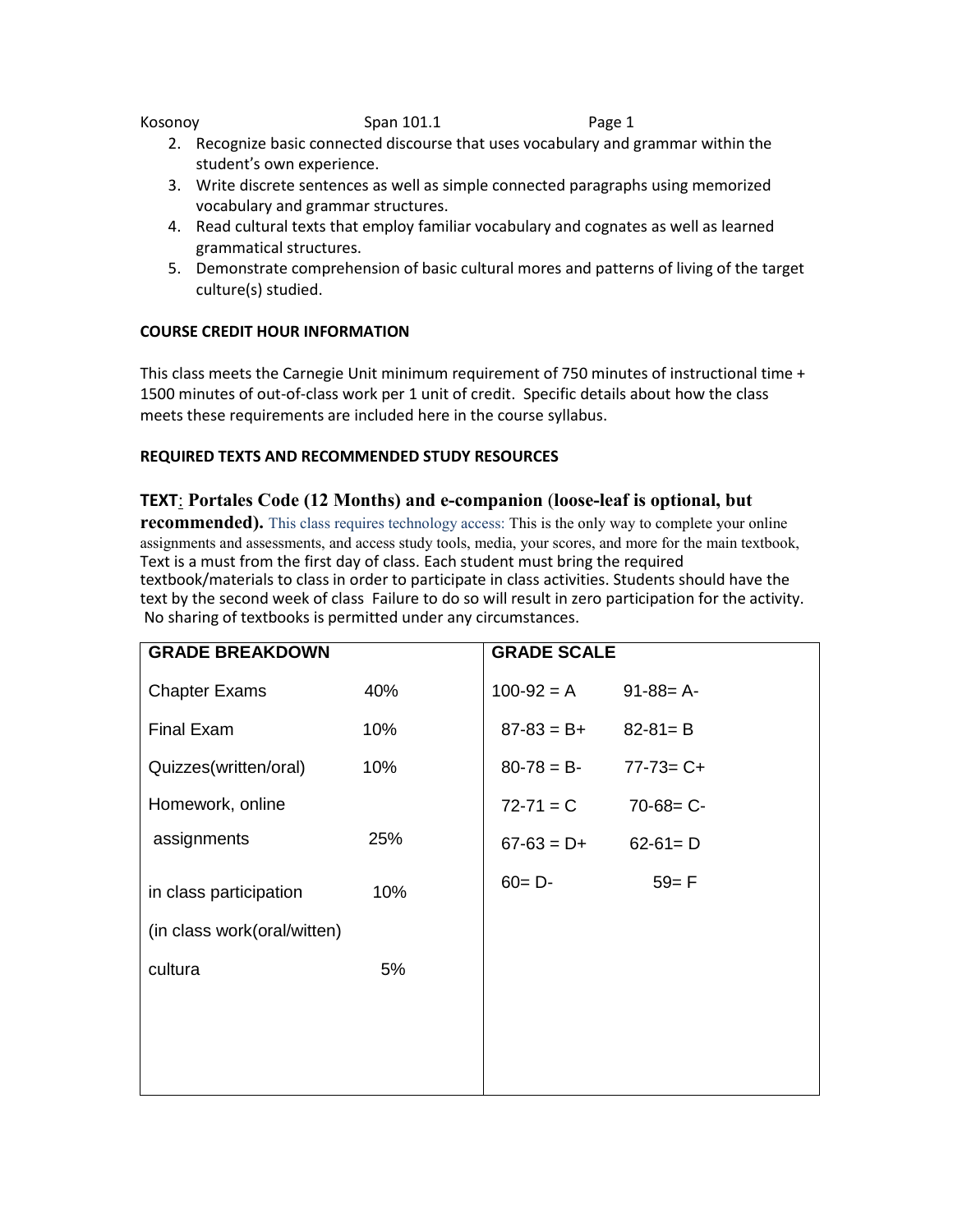2. Recognize basic connected discourse that uses vocabulary and grammar within the student's own experience.
3. Write discrete sentences as well as simple connected paragraphs using memorized vocabulary and grammar structures.
4. Read cultural texts that employ familiar vocabulary and cognates as well as learned grammatical structures.
5. Demonstrate comprehension of basic cultural mores and patterns of living of the target culture(s) studied.

**COURSE CREDIT HOUR INFORMATION**

This class meets the Carnegie Unit minimum requirement of 750 minutes of instructional time + 1500 minutes of out-of-class work per 1 unit of credit. Specific details about how the class meets these requirements are included here in the course syllabus.

**REQUIRED TEXTS AND RECOMMENDED STUDY RESOURCES**

**TEXT: Portales Code (12 Months) and e-companion (loose-leaf is optional, but recommended).** This class requires technology access: This is the only way to complete your online assignments and assessments, and access study tools, media, your scores, and more for the main textbook, Text is a must from the first day of class. Each student must bring the required textbook/materials to class in order to participate in class activities. Students should have the text by the second week of class Failure to do so will result in zero participation for the activity. No sharing of textbooks is permitted under any circumstances.

| GRADE BREAKDOWN | | GRADE SCALE | |
|---|---|---|---|
| Chapter Exams | 40% | 100-92 = A | 91-88= A- |
| Final Exam | 10% | 87-83 = B+ | 82-81= B |
| Quizzes(written/oral) | 10% | 80-78 = B- | 77-73= C+ |
| Homework, online assignments | 25% | 72-71 = C | 70-68= C- |
| in class participation (in class work(oral/witten) | 10% | 67-63 = D+ | 62-61= D |
| cultura | 5% | 60= D- | 59= F |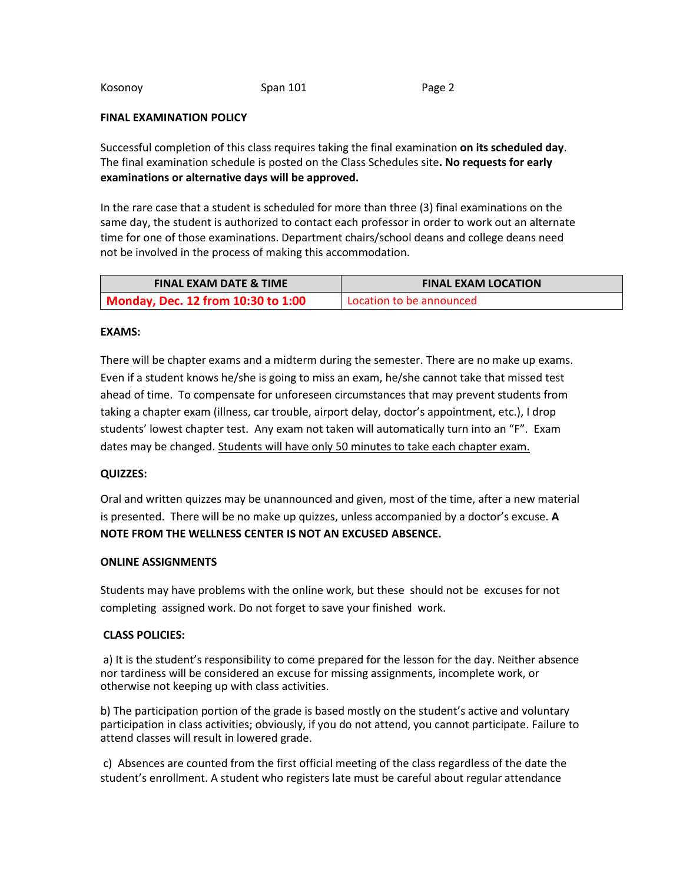**FINAL EXAMINATION POLICY**

Successful completion of this class requires taking the final examination **on its scheduled day**. The final examination schedule is posted on the Class Schedules site**. No requests for early examinations or alternative days will be approved.**

In the rare case that a student is scheduled for more than three (3) final examinations on the same day, the student is authorized to contact each professor in order to work out an alternate time for one of those examinations. Department chairs/school deans and college deans need not be involved in the process of making this accommodation.

| FINAL EXAM DATE & TIME | FINAL EXAM LOCATION |
| --- | --- |
| **Monday, Dec. 12 from 10:30 to 1:00** | Location to be announced |

**EXAMS:**

There will be chapter exams and a midterm during the semester. There are no make up exams. Even if a student knows he/she is going to miss an exam, he/she cannot take that missed test ahead of time. To compensate for unforeseen circumstances that may prevent students from taking a chapter exam (illness, car trouble, airport delay, doctor's appointment, etc.), I drop students' lowest chapter test. Any exam not taken will automatically turn into an "F". Exam dates may be changed. Students will have only 50 minutes to take each chapter exam.

**QUIZZES:**

Oral and written quizzes may be unannounced and given, most of the time, after a new material is presented. There will be no make up quizzes, unless accompanied by a doctor's excuse. **A NOTE FROM THE WELLNESS CENTER IS NOT AN EXCUSED ABSENCE.**

**ONLINE ASSIGNMENTS**

Students may have problems with the online work, but these should not be excuses for not completing assigned work. Do not forget to save your finished work.

**CLASS POLICIES:**

a) It is the student's responsibility to come prepared for the lesson for the day. Neither absence nor tardiness will be considered an excuse for missing assignments, incomplete work, or otherwise not keeping up with class activities.

b) The participation portion of the grade is based mostly on the student's active and voluntary participation in class activities; obviously, if you do not attend, you cannot participate. Failure to attend classes will result in lowered grade.

c) Absences are counted from the first official meeting of the class regardless of the date the student's enrollment. A student who registers late must be careful about regular attendance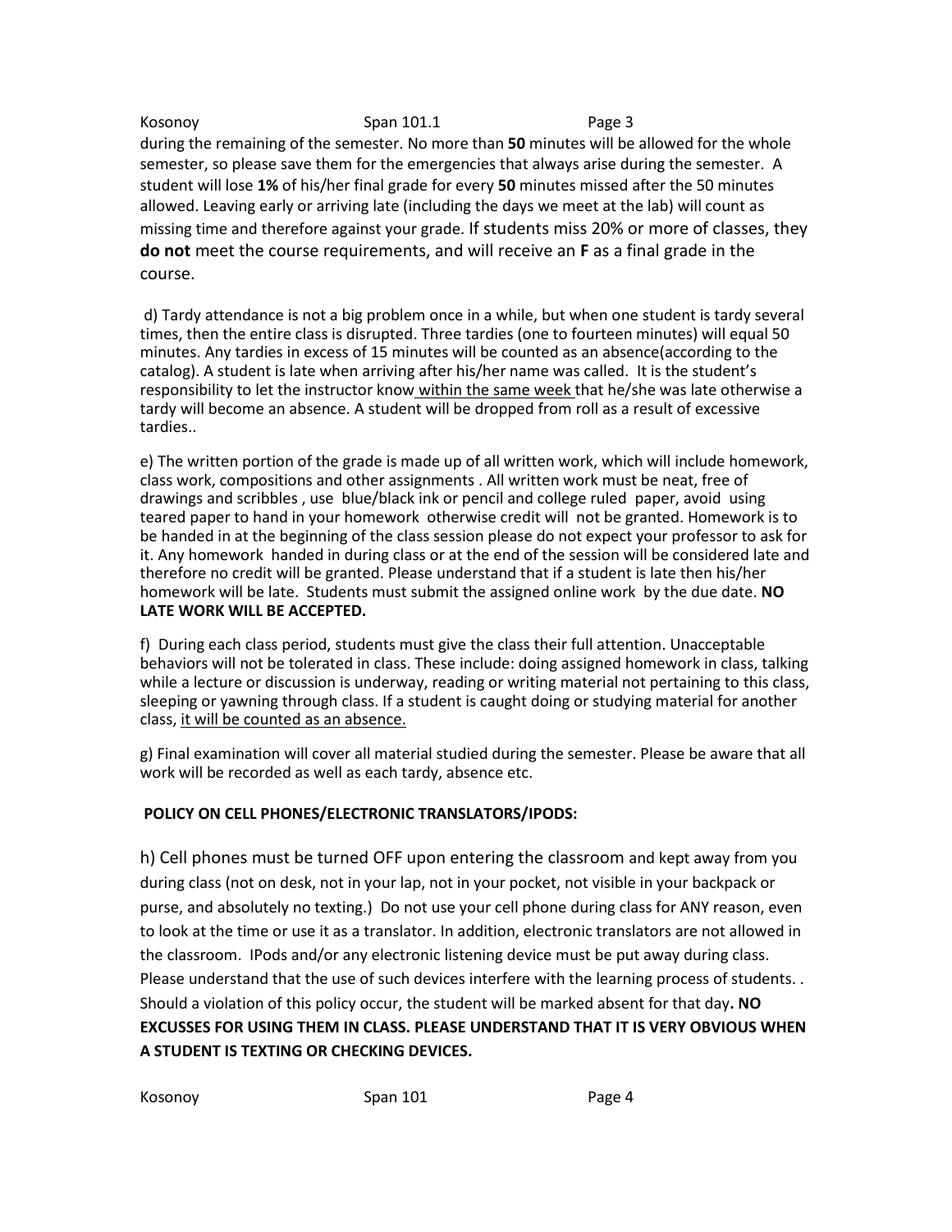during the remaining of the semester. No more than **50** minutes will be allowed for the whole semester, so please save them for the emergencies that always arise during the semester. A student will lose **1%** of his/her final grade for every **50** minutes missed after the 50 minutes allowed. Leaving early or arriving late (including the days we meet at the lab) will count as missing time and therefore against your grade. If students miss 20% or more of classes, they **do not** meet the course requirements, and will receive an **F** as a final grade in the course.

d) Tardy attendance is not a big problem once in a while, but when one student is tardy several times, then the entire class is disrupted. Three tardies (one to fourteen minutes) will equal 50 minutes. Any tardies in excess of 15 minutes will be counted as an absence(according to the catalog). A student is late when arriving after his/her name was called. It is the student's responsibility to let the instructor know within the same week that he/she was late otherwise a tardy will become an absence. A student will be dropped from roll as a result of excessive tardies..

e) The written portion of the grade is made up of all written work, which will include homework, class work, compositions and other assignments . All written work must be neat, free of drawings and scribbles , use blue/black ink or pencil and college ruled paper, avoid using teared paper to hand in your homework otherwise credit will not be granted. Homework is to be handed in at the beginning of the class session please do not expect your professor to ask for it. Any homework handed in during class or at the end of the session will be considered late and therefore no credit will be granted. Please understand that if a student is late then his/her homework will be late. Students must submit the assigned online work by the due date. **NO LATE WORK WILL BE ACCEPTED.**

f) During each class period, students must give the class their full attention. Unacceptable behaviors will not be tolerated in class. These include: doing assigned homework in class, talking while a lecture or discussion is underway, reading or writing material not pertaining to this class, sleeping or yawning through class. If a student is caught doing or studying material for another class, it will be counted as an absence.

g) Final examination will cover all material studied during the semester. Please be aware that all work will be recorded as well as each tardy, absence etc.

**POLICY ON CELL PHONES/ELECTRONIC TRANSLATORS/IPODS:**

h) Cell phones must be turned OFF upon entering the classroom and kept away from you during class (not on desk, not in your lap, not in your pocket, not visible in your backpack or purse, and absolutely no texting.) Do not use your cell phone during class for ANY reason, even to look at the time or use it as a translator. In addition, electronic translators are not allowed in the classroom. IPods and/or any electronic listening device must be put away during class. Please understand that the use of such devices interfere with the learning process of students. . Should a violation of this policy occur, the student will be marked absent for that day**. NO EXCUSSES FOR USING THEM IN CLASS. PLEASE UNDERSTAND THAT IT IS VERY OBVIOUS WHEN A STUDENT IS TEXTING OR CHECKING DEVICES.**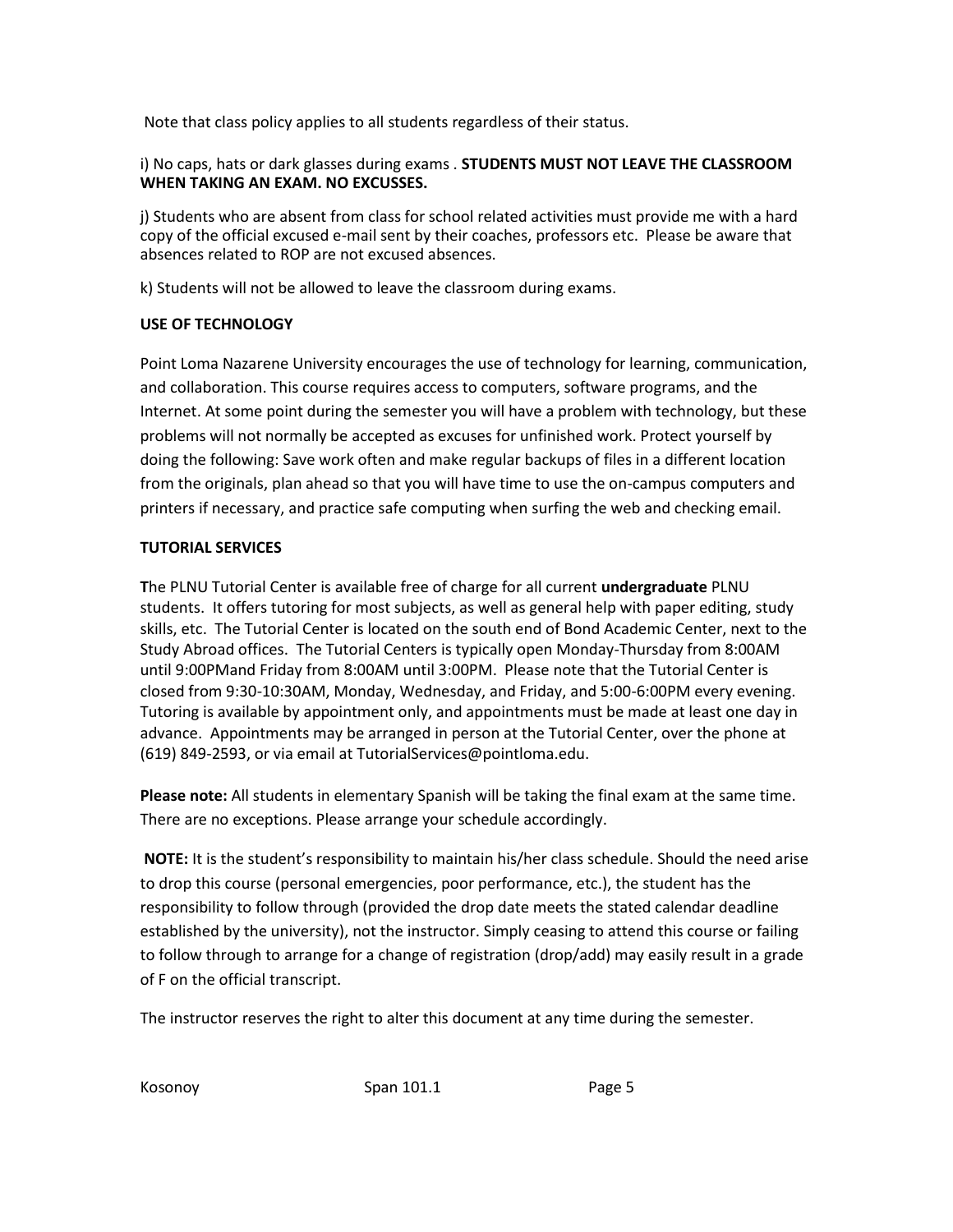Note that class policy applies to all students regardless of their status.

i) No caps, hats or dark glasses during exams . **STUDENTS MUST NOT LEAVE THE CLASSROOM WHEN TAKING AN EXAM. NO EXCUSSES.**

j) Students who are absent from class for school related activities must provide me with a hard copy of the official excused e-mail sent by their coaches, professors etc. Please be aware that absences related to ROP are not excused absences.

k) Students will not be allowed to leave the classroom during exams.

**USE OF TECHNOLOGY**

Point Loma Nazarene University encourages the use of technology for learning, communication, and collaboration. This course requires access to computers, software programs, and the Internet. At some point during the semester you will have a problem with technology, but these problems will not normally be accepted as excuses for unfinished work. Protect yourself by doing the following: Save work often and make regular backups of files in a different location from the originals, plan ahead so that you will have time to use the on-campus computers and printers if necessary, and practice safe computing when surfing the web and checking email.

**TUTORIAL SERVICES**

**T**he PLNU Tutorial Center is available free of charge for all current **undergraduate** PLNU students. It offers tutoring for most subjects, as well as general help with paper editing, study skills, etc. The Tutorial Center is located on the south end of Bond Academic Center, next to the Study Abroad offices. The Tutorial Centers is typically open Monday-Thursday from 8:00AM until 9:00PMand Friday from 8:00AM until 3:00PM. Please note that the Tutorial Center is closed from 9:30-10:30AM, Monday, Wednesday, and Friday, and 5:00-6:00PM every evening. Tutoring is available by appointment only, and appointments must be made at least one day in advance. Appointments may be arranged in person at the Tutorial Center, over the phone at (619) 849-2593, or via email at TutorialServices@pointloma.edu.

**Please note:** All students in elementary Spanish will be taking the final exam at the same time. There are no exceptions. Please arrange your schedule accordingly.

**NOTE:** It is the student's responsibility to maintain his/her class schedule. Should the need arise to drop this course (personal emergencies, poor performance, etc.), the student has the responsibility to follow through (provided the drop date meets the stated calendar deadline established by the university), not the instructor. Simply ceasing to attend this course or failing to follow through to arrange for a change of registration (drop/add) may easily result in a grade of F on the official transcript.

The instructor reserves the right to alter this document at any time during the semester.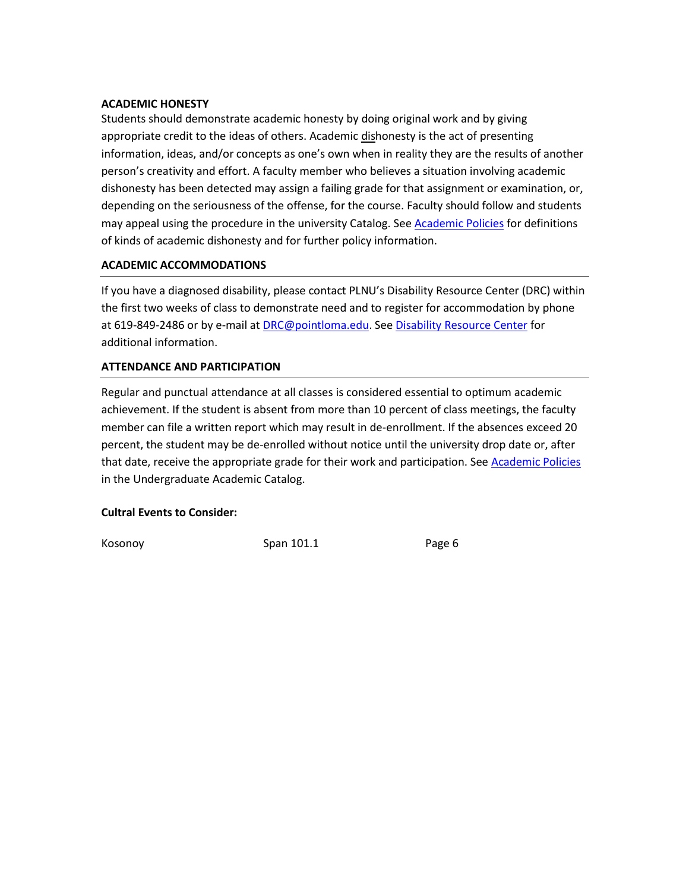**ACADEMIC HONESTY**

Students should demonstrate academic honesty by doing original work and by giving appropriate credit to the ideas of others. Academic dishonesty is the act of presenting information, ideas, and/or concepts as one's own when in reality they are the results of another person's creativity and effort. A faculty member who believes a situation involving academic dishonesty has been detected may assign a failing grade for that assignment or examination, or, depending on the seriousness of the offense, for the course. Faculty should follow and students may appeal using the procedure in the university Catalog. See Academic Policies for definitions of kinds of academic dishonesty and for further policy information.

**ACADEMIC ACCOMMODATIONS**

If you have a diagnosed disability, please contact PLNU's Disability Resource Center (DRC) within the first two weeks of class to demonstrate need and to register for accommodation by phone at 619-849-2486 or by e-mail at DRC@pointloma.edu. See Disability Resource Center for additional information.

**ATTENDANCE AND PARTICIPATION**

Regular and punctual attendance at all classes is considered essential to optimum academic achievement. If the student is absent from more than 10 percent of class meetings, the faculty member can file a written report which may result in de-enrollment. If the absences exceed 20 percent, the student may be de-enrolled without notice until the university drop date or, after that date, receive the appropriate grade for their work and participation. See Academic Policies in the Undergraduate Academic Catalog.

**Cultral Events to Consider:**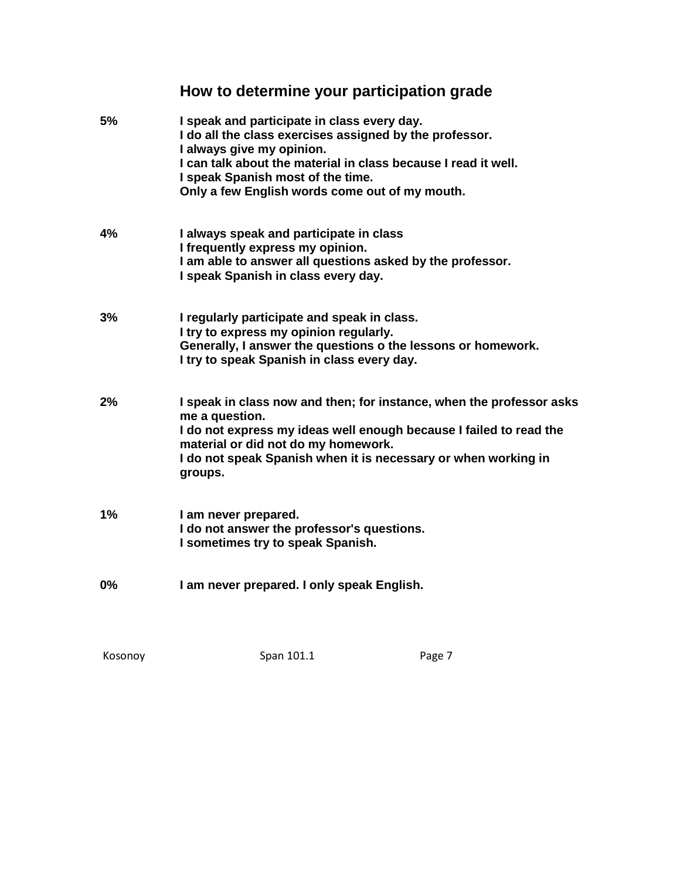## How to determine your participation grade

| | |
|---|---|
| **5%** | **I speak and participate in class every day.**<br>**I do all the class exercises assigned by the professor.**<br>**I always give my opinion.**<br>**I can talk about the material in class because I read it well.**<br>**I speak Spanish most of the time.**<br>**Only a few English words come out of my mouth.** |
| **4%** | **I always speak and participate in class**<br>**I frequently express my opinion.**<br>**I am able to answer all questions asked by the professor.**<br>**I speak Spanish in class every day.** |
| **3%** | **I regularly participate and speak in class.**<br>**I try to express my opinion regularly.**<br>**Generally, I answer the questions o the lessons or homework.**<br>**I try to speak Spanish in class every day.** |
| **2%** | **I speak in class now and then; for instance, when the professor asks me a question.**<br>**I do not express my ideas well enough because I failed to read the material or did not do my homework.**<br>**I do not speak Spanish when it is necessary or when working in groups.** |
| **1%** | **I am never prepared.**<br>**I do not answer the professor's questions.**<br>**I sometimes try to speak Spanish.** |
| **0%** | **I am never prepared. I only speak English.** |